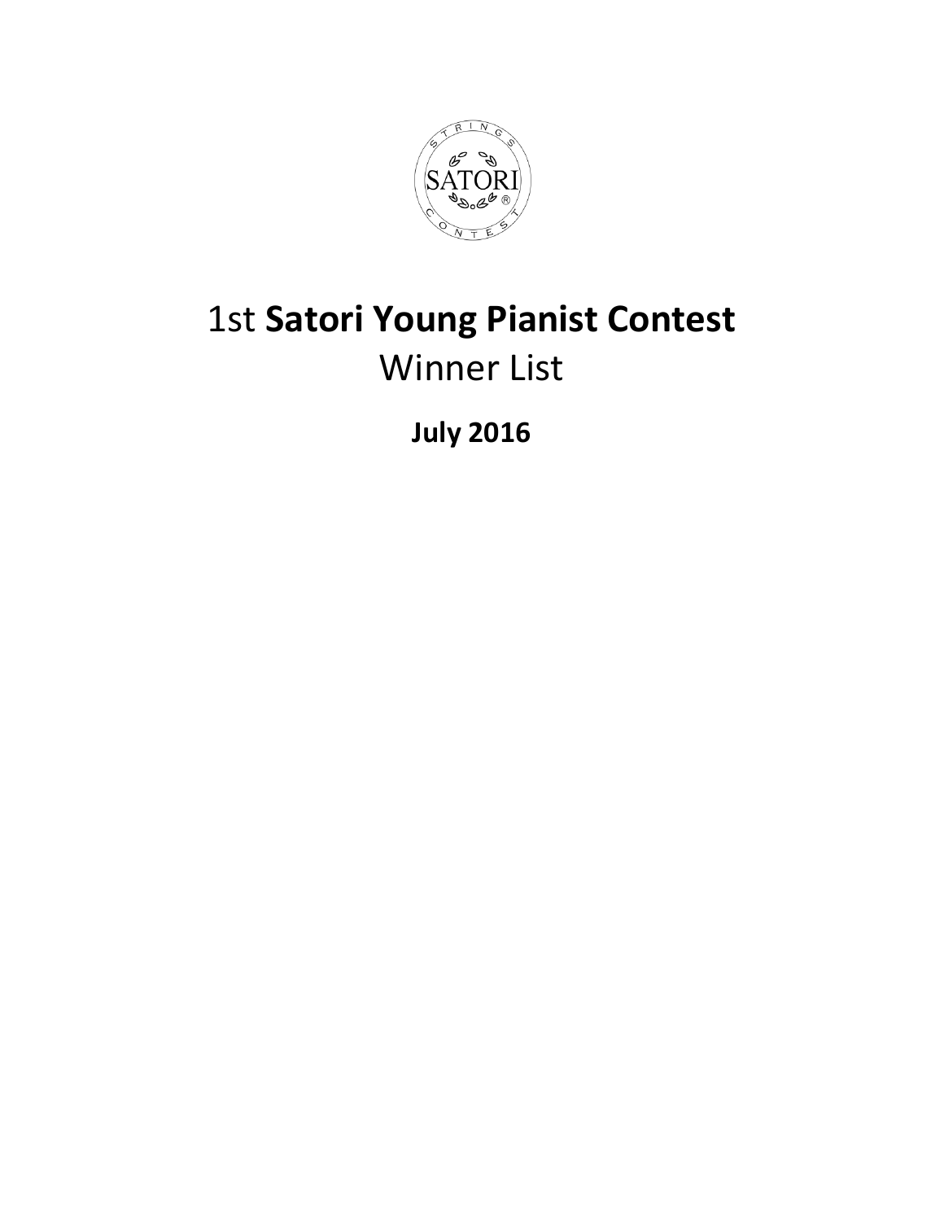# 1st **Satori Young Pianist Contest**
## Winner List

**July 2016**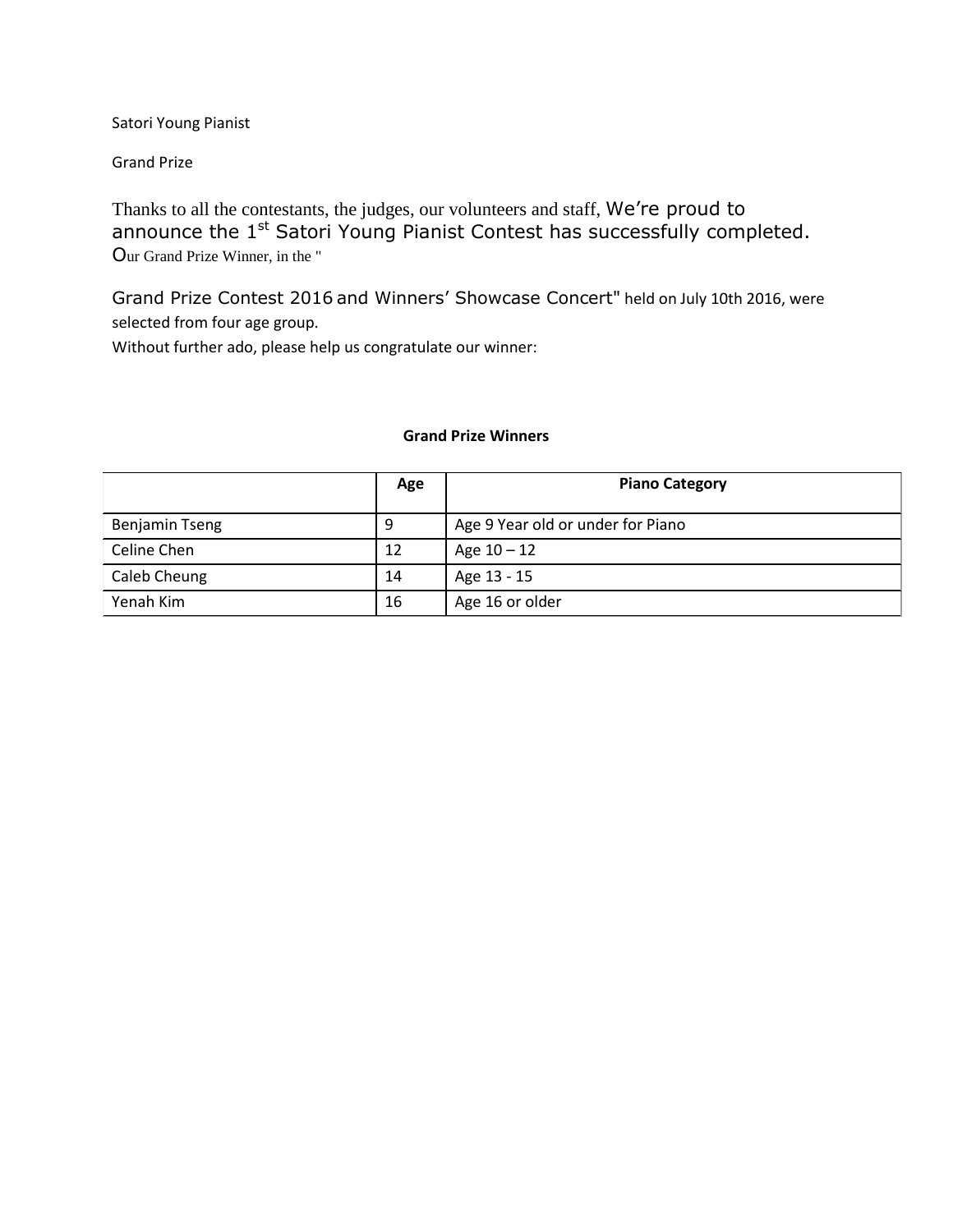Satori Young Pianist

Grand Prize

Thanks to all the contestants, the judges, our volunteers and staff, We're proud to announce the 1st Satori Young Pianist Contest has successfully completed. Our Grand Prize Winner, in the "

Grand Prize Contest 2016 and Winners' Showcase Concert" held on July 10th 2016, were selected from four age group.

Without further ado, please help us congratulate our winner:

**Grand Prize Winners**

| | Age | Piano Category |
|---|---|---|
| Benjamin Tseng | 9 | Age 9 Year old or under for Piano |
| Celine Chen | 12 | Age 10 – 12 |
| Caleb Cheung | 14 | Age 13 - 15 |
| Yenah Kim | 16 | Age 16 or older |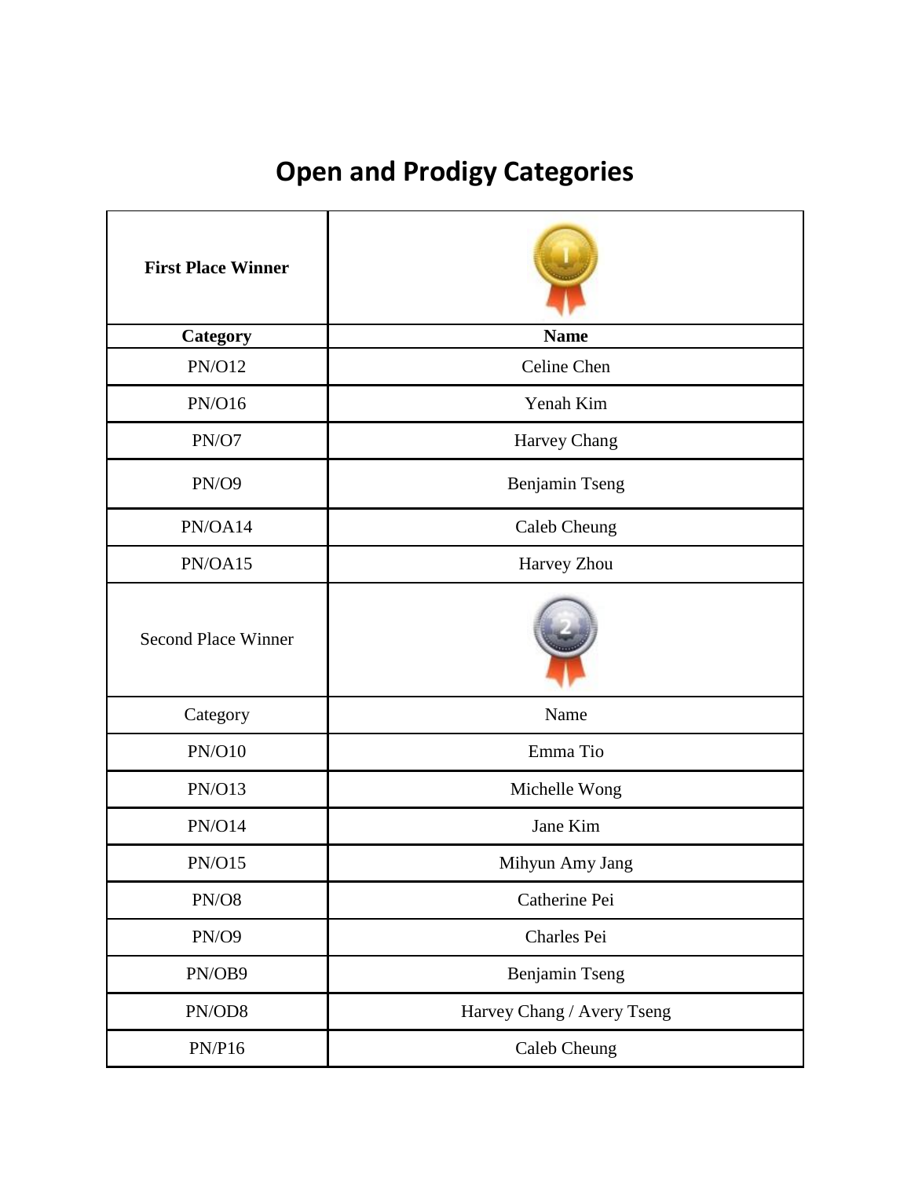# Open and Prodigy Categories

| **First Place Winner** | |
|---|---|
| **Category** | **Name** |
| PN/O12 | Celine Chen |
| PN/O16 | Yenah Kim |
| PN/O7 | Harvey Chang |
| PN/O9 | Benjamin Tseng |
| PN/OA14 | Caleb Cheung |
| PN/OA15 | Harvey Zhou |
| Second Place Winner | |
| Category | Name |
| PN/O10 | Emma Tio |
| PN/O13 | Michelle Wong |
| PN/O14 | Jane Kim |
| PN/O15 | Mihyun Amy Jang |
| PN/O8 | Catherine Pei |
| PN/O9 | Charles Pei |
| PN/OB9 | Benjamin Tseng |
| PN/OD8 | Harvey Chang / Avery Tseng |
| PN/P16 | Caleb Cheung |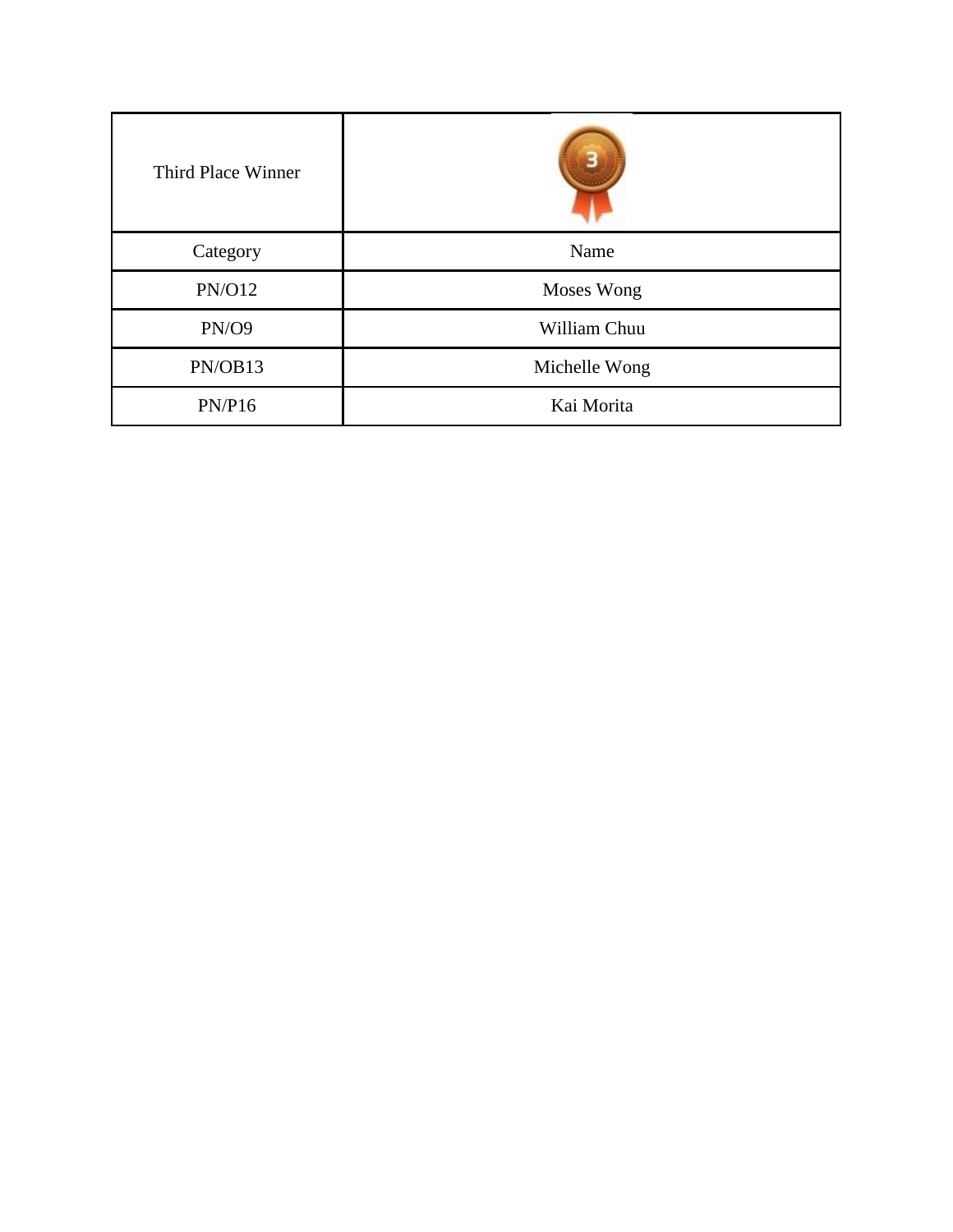| Third Place Winner | |
|---|---|
| Category | Name |
| PN/O12 | Moses Wong |
| PN/O9 | William Chuu |
| PN/OB13 | Michelle Wong |
| PN/P16 | Kai Morita |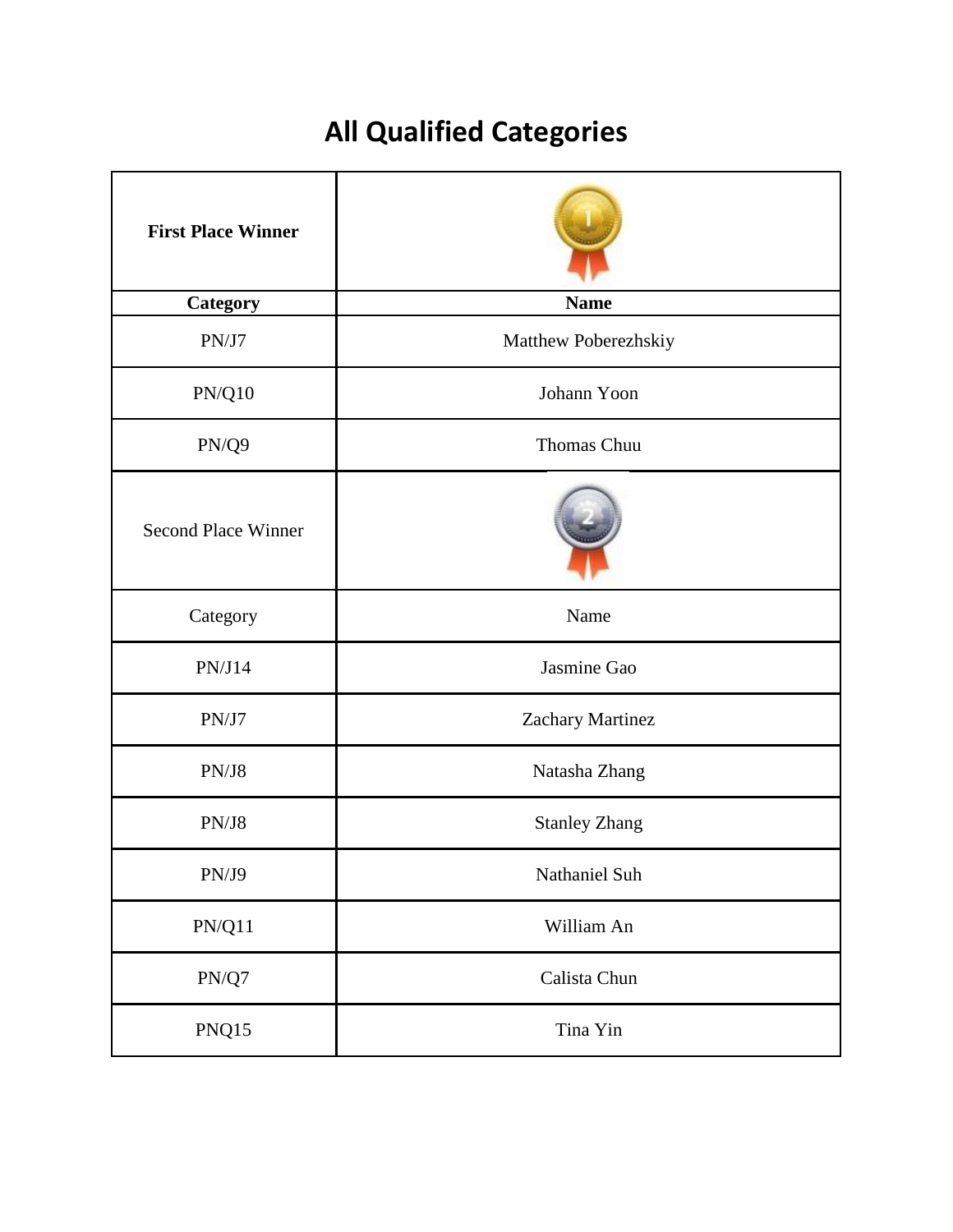# All Qualified Categories

| **First Place Winner** | |
|---|---|
| **Category** | **Name** |
| PN/J7 | Matthew Poberezhskiy |
| PN/Q10 | Johann Yoon |
| PN/Q9 | Thomas Chuu |

| Second Place Winner | |
|---|---|
| Category | Name |
| PN/J14 | Jasmine Gao |
| PN/J7 | Zachary Martinez |
| PN/J8 | Natasha Zhang |
| PN/J8 | Stanley Zhang |
| PN/J9 | Nathaniel Suh |
| PN/Q11 | William An |
| PN/Q7 | Calista Chun |
| PNQ15 | Tina Yin |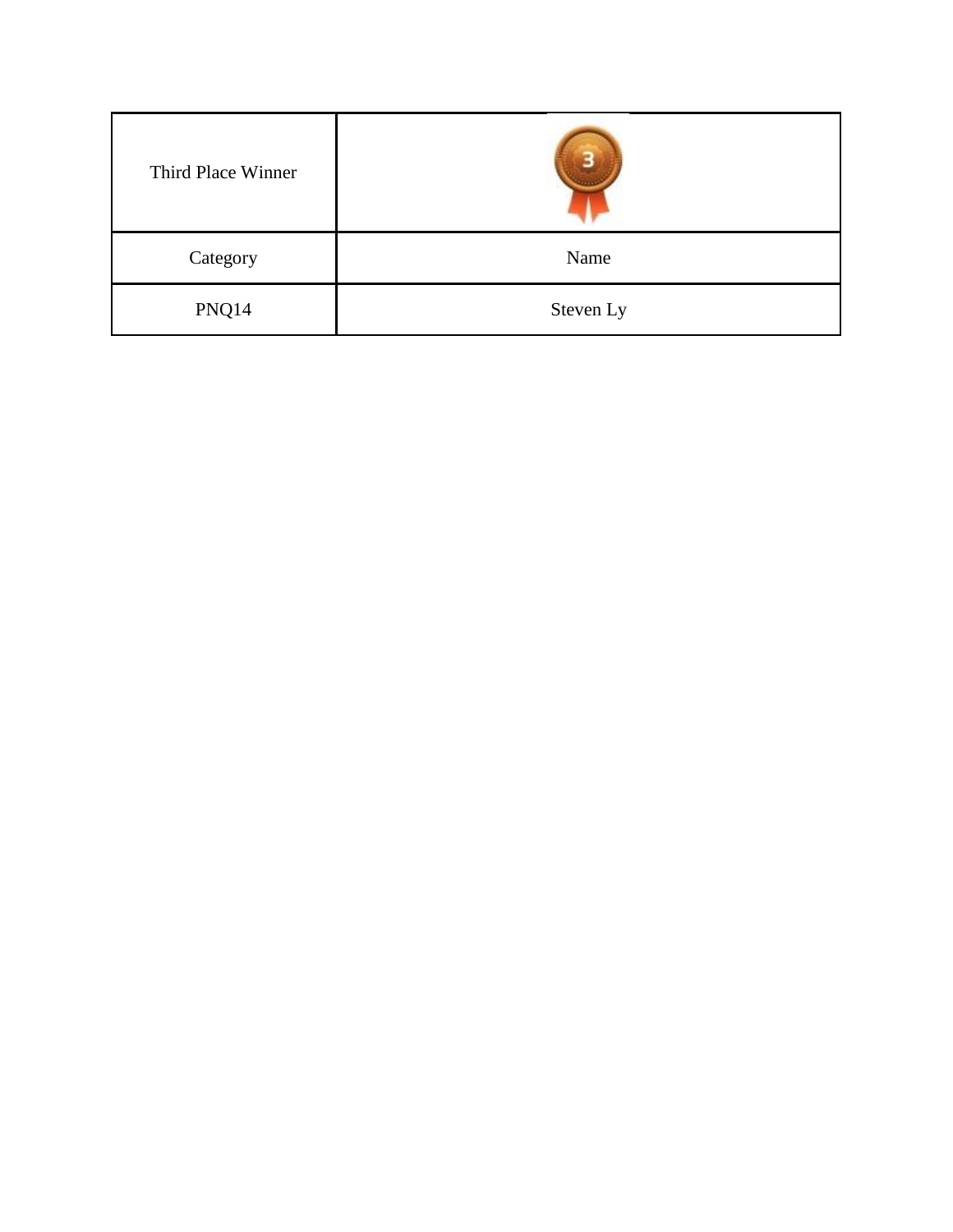| | |
|---|---|
| Third Place Winner | |
| Category | Name |
| PNQ14 | Steven Ly |